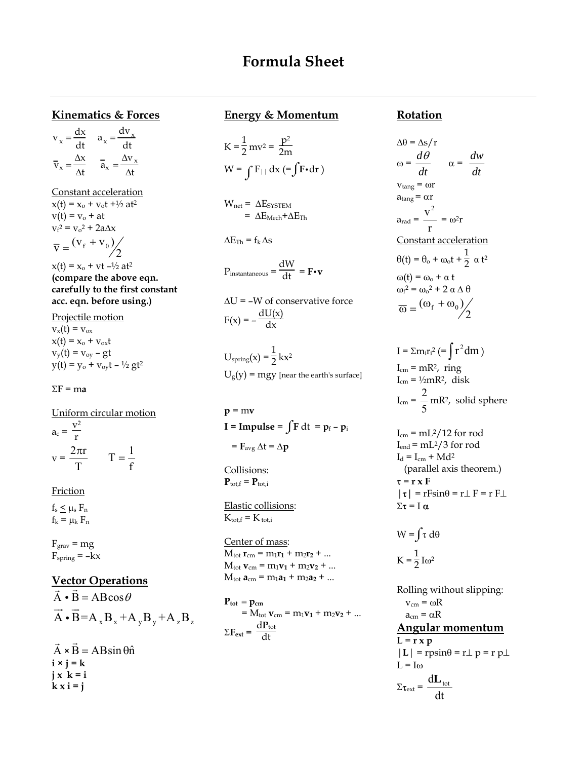# Formula Sheet

## Kinematics & Forces

$v_x = \frac{dx}{dt}$ $a_x = \frac{dv_x}{dt}$

$\bar{v}_x = \frac{\Delta x}{\Delta t}$ $\bar{a}_x = \frac{\Delta v_x}{\Delta t}$

Constant acceleration

$x(t) = x_o + v_o t + ½ at^2$

$v(t) = v_o + at$

$v_f^2 = v_o^2 + 2a\Delta x$

$\bar{v} = (v_f + v_0)/2$

$x(t) = x_o + vt - ½ at^2$

**(compare the above eqn. carefully to the first constant acc. eqn. before using.)**

Projectile motion

$v_x(t) = v_{ox}$

$x(t) = x_o + v_{ox}t$

$v_y(t) = v_{oy} - gt$

$y(t) = y_o + v_{oy}t - ½ gt^2$

$\Sigma\mathbf{F} = m\mathbf{a}$

Uniform circular motion

$a_c = \frac{v^2}{r}$

$v = \frac{2\pi r}{T}$ $T = \frac{1}{f}$

Friction

$f_s \le \mu_s F_n$

$f_k = \mu_k F_n$

$F_{grav} = mg$

$F_{spring} = -kx$

## Vector Operations

$\vec{A} \bullet \vec{B} = AB\cos\theta$

$\vec{A} \bullet \vec{B} = A_x B_x + A_y B_y + A_z B_z$

$\vec{A} \times \vec{B} = AB\sin\theta\,\hat{n}$

**i × j = k**

**j x k = i**

**k x i = j**

## Energy & Momentum

$K = \frac{1}{2}mv^2 = \frac{p^2}{2m}$

$W = \int F_{||}\,dx\ (= \int \mathbf{F}\bullet d\mathbf{r})$

$W_{net} = \Delta E_{SYSTEM}$

$= \Delta E_{Mech} + \Delta E_{Th}$

$\Delta E_{Th} = f_k \Delta s$

$P_{instantaneous} = \frac{dW}{dt} = \mathbf{F}\bullet\mathbf{v}$

$\Delta U = -W$ of conservative force

$F(x) = -\frac{dU(x)}{dx}$

$U_{spring}(x) = \frac{1}{2}kx^2$

$U_g(y) = mgy$ [near the earth's surface]

$\mathbf{p} = m\mathbf{v}$

**I = Impulse =** $\int \mathbf{F}\,dt = \mathbf{p}_f - \mathbf{p}_i$

$= \mathbf{F}_{avg}\,\Delta t = \Delta\mathbf{p}$

Collisions:

$\mathbf{P}_{tot,f} = \mathbf{P}_{tot,i}$

Elastic collisions:

$K_{tot,f} = K_{tot,i}$

Center of mass:

$M_{tot}\,\mathbf{r}_{cm} = m_1\mathbf{r}_1 + m_2\mathbf{r}_2 + ...$

$M_{tot}\,\mathbf{v}_{cm} = m_1\mathbf{v}_1 + m_2\mathbf{v}_2 + ...$

$M_{tot}\,\mathbf{a}_{cm} = m_1\mathbf{a}_1 + m_2\mathbf{a}_2 + ...$

$\mathbf{P}_{tot} = \mathbf{p}_{cm}$

$= M_{tot}\,\mathbf{v}_{cm} = m_1\mathbf{v}_1 + m_2\mathbf{v}_2 + ...$

$\Sigma\mathbf{F}_{ext} = \frac{d\mathbf{P}_{tot}}{dt}$

## Rotation

$\Delta\theta = \Delta s/r$

$\omega = \frac{d\theta}{dt}$ $\alpha = \frac{dw}{dt}$

$v_{tang} = \omega r$

$a_{tang} = \alpha r$

$a_{rad} = \frac{v^2}{r} = \omega^2 r$

Constant acceleration

$\theta(t) = \theta_o + \omega_o t + \frac{1}{2}\alpha t^2$

$\omega(t) = \omega_o + \alpha t$

$\omega_f^2 = \omega_o^2 + 2\alpha\Delta\theta$

$\bar{\omega} = (\omega_f + \omega_0)/2$

$I = \Sigma m_i r_i^2\ (= \int r^2 dm)$

$I_{cm} = mR^2$, ring

$I_{cm} = ½mR^2$, disk

$I_{cm} = \frac{2}{5}mR^2$, solid sphere

$I_{cm} = mL^2/12$ for rod

$I_{end} = mL^2/3$ for rod

$I_d = I_{cm} + Md^2$

(parallel axis theorem.)

$\boldsymbol{\tau} = \mathbf{r} \times \mathbf{F}$

$|\tau| = rF\sin\theta = r_\perp F = r F_\perp$

$\Sigma\tau = I\,\boldsymbol{\alpha}$

$W = \int \tau\,d\theta$

$K = \frac{1}{2}I\omega^2$

Rolling without slipping:

$v_{cm} = \omega R$

$a_{cm} = \alpha R$

## Angular momentum

$\mathbf{L} = \mathbf{r} \times \mathbf{p}$

$|\mathbf{L}| = rp\sin\theta = r_\perp p = r p_\perp$

$L = I\omega$

$\Sigma\tau_{ext} = \frac{d\mathbf{L}_{tot}}{dt}$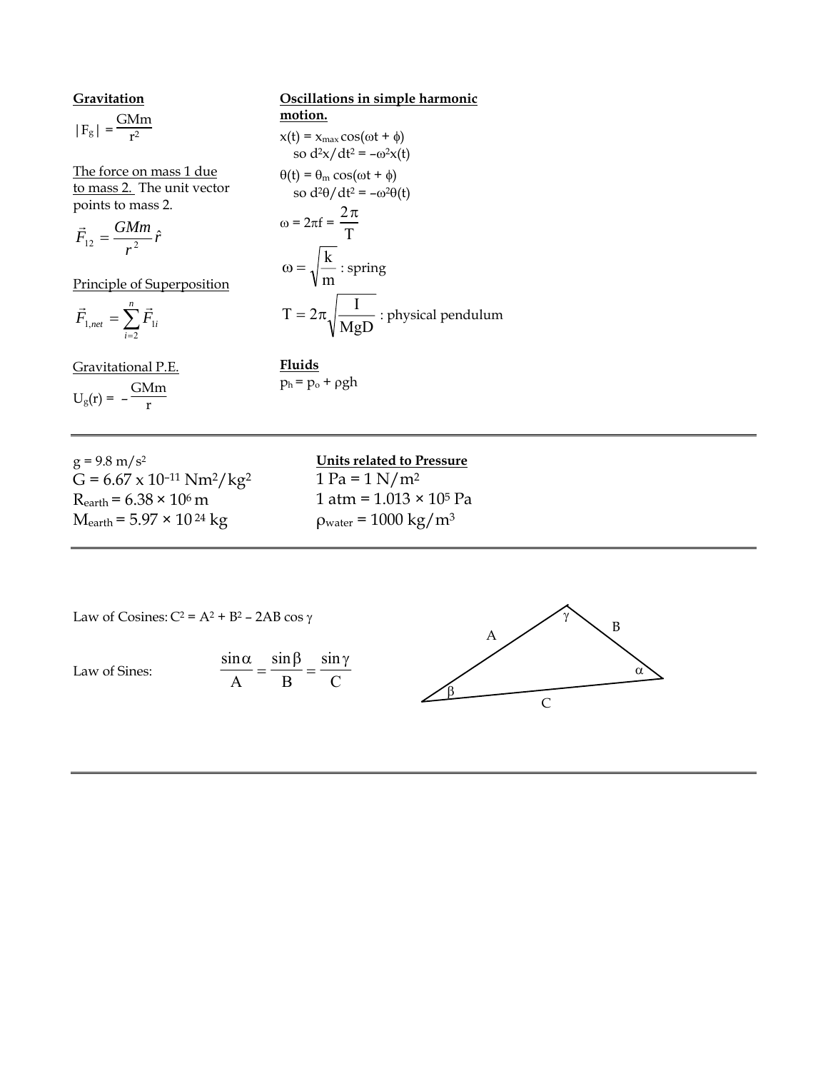**Gravitation**

$$|F_g| = \frac{GMm}{r^2}$$

The force on mass 1 due to mass 2. The unit vector points to mass 2.

$$\vec{F}_{12} = \frac{GMm}{r^2}\hat{r}$$

Principle of Superposition

$$\vec{F}_{1,net} = \sum_{i=2}^{n} \vec{F}_{1i}$$

Gravitational P.E.

$$U_g(r) = -\frac{GMm}{r}$$

**Oscillations in simple harmonic motion.**

$x(t) = x_{max}\cos(\omega t + \phi)$
so $d^2x/dt^2 = -\omega^2 x(t)$

$\theta(t) = \theta_m \cos(\omega t + \phi)$
so $d^2\theta/dt^2 = -\omega^2\theta(t)$

$$\omega = 2\pi f = \frac{2\pi}{T}$$

$$\omega = \sqrt{\frac{k}{m}} \text{ : spring}$$

$$T = 2\pi\sqrt{\frac{I}{MgD}} \text{ : physical pendulum}$$

**Fluids**

$p_h = p_o + \rho g h$

---

$g = 9.8\ m/s^2$
$G = 6.67 \times 10^{-11}\ Nm^2/kg^2$
$R_{earth} = 6.38 \times 10^6\ m$
$M_{earth} = 5.97 \times 10^{24}\ kg$

**Units related to Pressure**

$1\ Pa = 1\ N/m^2$
$1\ atm = 1.013 \times 10^5\ Pa$
$\rho_{water} = 1000\ kg/m^3$

---

Law of Cosines: $C^2 = A^2 + B^2 - 2AB\cos\gamma$

Law of Sines: $$\frac{\sin\alpha}{A} = \frac{\sin\beta}{B} = \frac{\sin\gamma}{C}$$

A
B
C
$\alpha$
$\beta$
$\gamma$